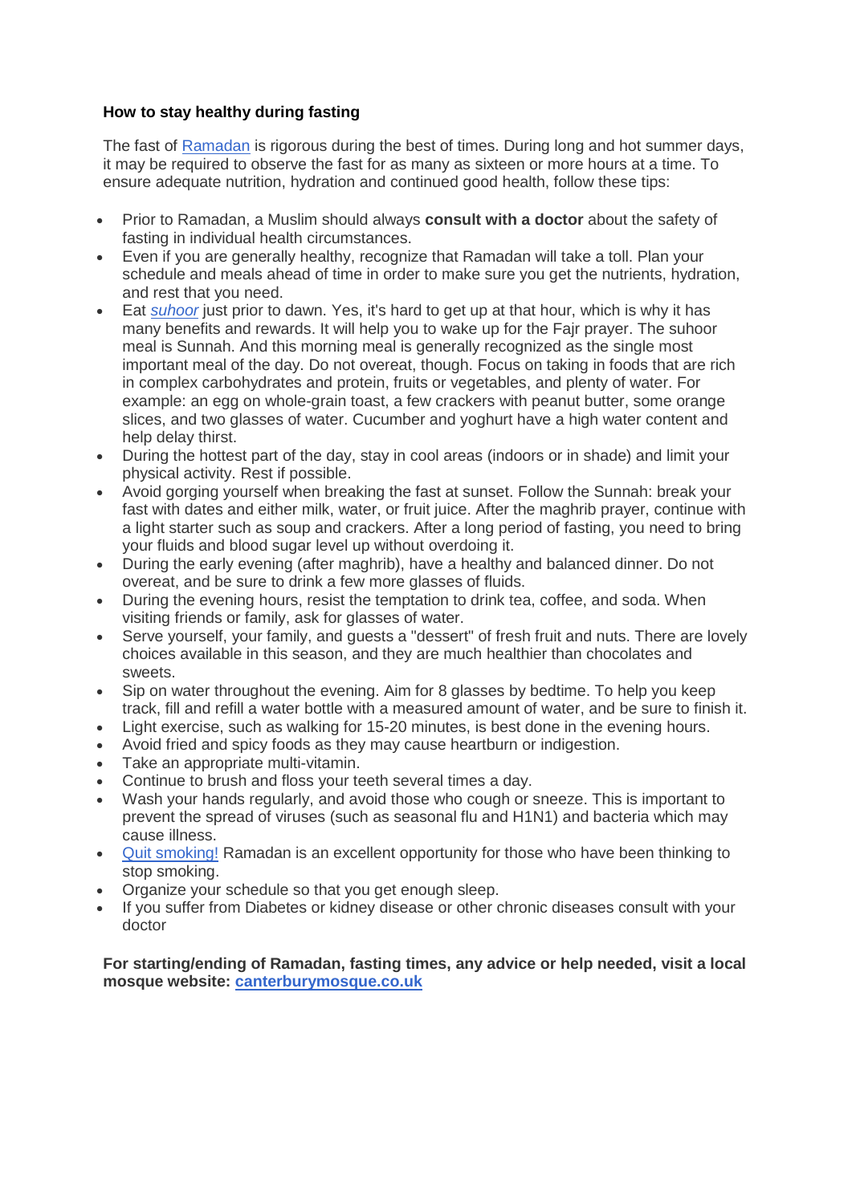**How to stay healthy during fasting**

The fast of Ramadan is rigorous during the best of times. During long and hot summer days, it may be required to observe the fast for as many as sixteen or more hours at a time. To ensure adequate nutrition, hydration and continued good health, follow these tips:

- Prior to Ramadan, a Muslim should always **consult with a doctor** about the safety of fasting in individual health circumstances.
- Even if you are generally healthy, recognize that Ramadan will take a toll. Plan your schedule and meals ahead of time in order to make sure you get the nutrients, hydration, and rest that you need.
- Eat *suhoor* just prior to dawn. Yes, it's hard to get up at that hour, which is why it has many benefits and rewards. It will help you to wake up for the Fajr prayer. The suhoor meal is Sunnah. And this morning meal is generally recognized as the single most important meal of the day. Do not overeat, though. Focus on taking in foods that are rich in complex carbohydrates and protein, fruits or vegetables, and plenty of water. For example: an egg on whole-grain toast, a few crackers with peanut butter, some orange slices, and two glasses of water. Cucumber and yoghurt have a high water content and help delay thirst.
- During the hottest part of the day, stay in cool areas (indoors or in shade) and limit your physical activity. Rest if possible.
- Avoid gorging yourself when breaking the fast at sunset. Follow the Sunnah: break your fast with dates and either milk, water, or fruit juice. After the maghrib prayer, continue with a light starter such as soup and crackers. After a long period of fasting, you need to bring your fluids and blood sugar level up without overdoing it.
- During the early evening (after maghrib), have a healthy and balanced dinner. Do not overeat, and be sure to drink a few more glasses of fluids.
- During the evening hours, resist the temptation to drink tea, coffee, and soda. When visiting friends or family, ask for glasses of water.
- Serve yourself, your family, and guests a "dessert" of fresh fruit and nuts. There are lovely choices available in this season, and they are much healthier than chocolates and sweets.
- Sip on water throughout the evening. Aim for 8 glasses by bedtime. To help you keep track, fill and refill a water bottle with a measured amount of water, and be sure to finish it.
- Light exercise, such as walking for 15-20 minutes, is best done in the evening hours.
- Avoid fried and spicy foods as they may cause heartburn or indigestion.
- Take an appropriate multi-vitamin.
- Continue to brush and floss your teeth several times a day.
- Wash your hands regularly, and avoid those who cough or sneeze. This is important to prevent the spread of viruses (such as seasonal flu and H1N1) and bacteria which may cause illness.
- Quit smoking! Ramadan is an excellent opportunity for those who have been thinking to stop smoking.
- Organize your schedule so that you get enough sleep.
- If you suffer from Diabetes or kidney disease or other chronic diseases consult with your doctor

**For starting/ending of Ramadan, fasting times, any advice or help needed, visit a local mosque website: canterburymosque.co.uk**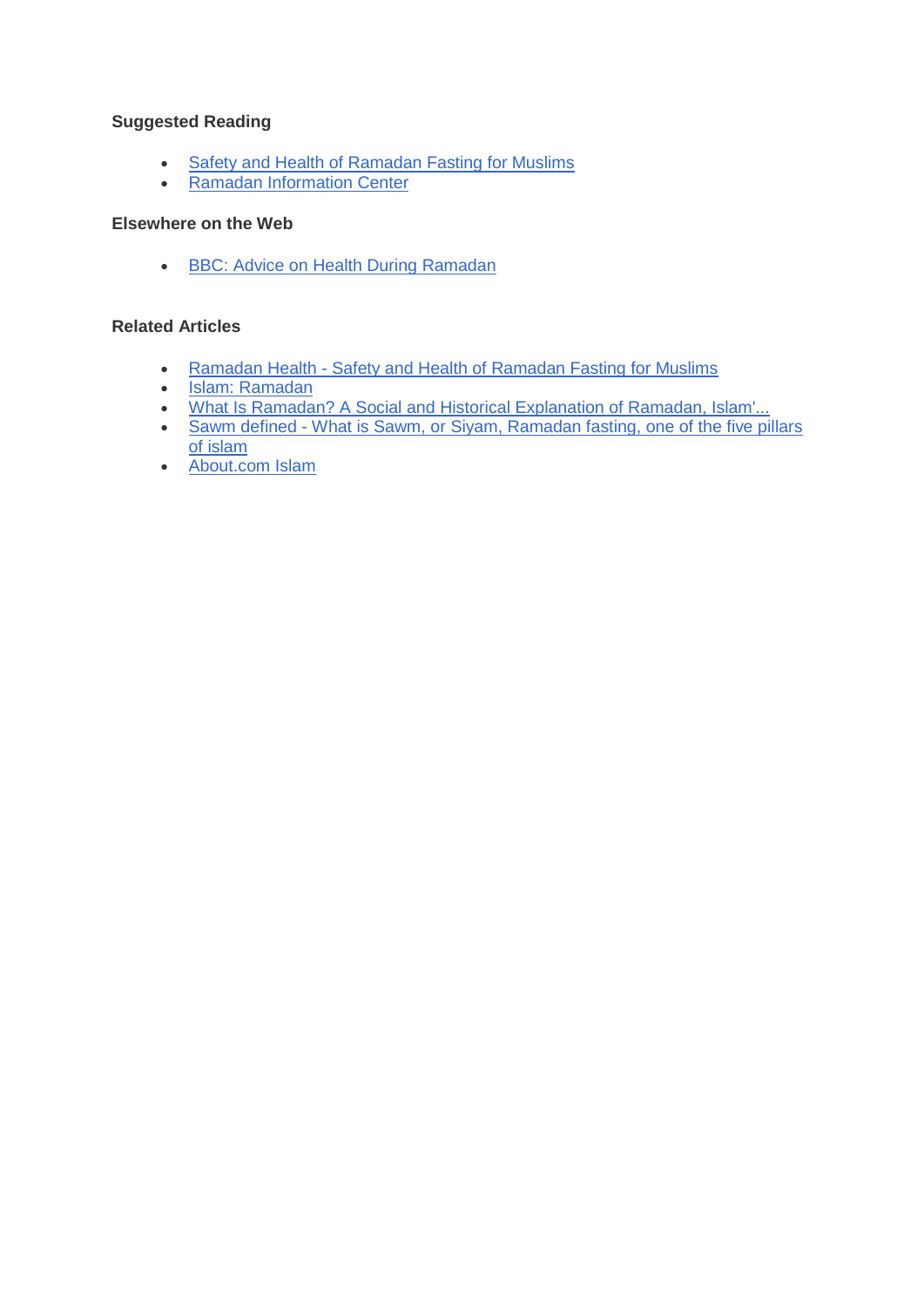### Suggested Reading

- Safety and Health of Ramadan Fasting for Muslims
- Ramadan Information Center

### Elsewhere on the Web

- BBC: Advice on Health During Ramadan

### Related Articles

- Ramadan Health - Safety and Health of Ramadan Fasting for Muslims
- Islam: Ramadan
- What Is Ramadan? A Social and Historical Explanation of Ramadan, Islam'...
- Sawm defined - What is Sawm, or Siyam, Ramadan fasting, one of the five pillars of islam
- About.com Islam